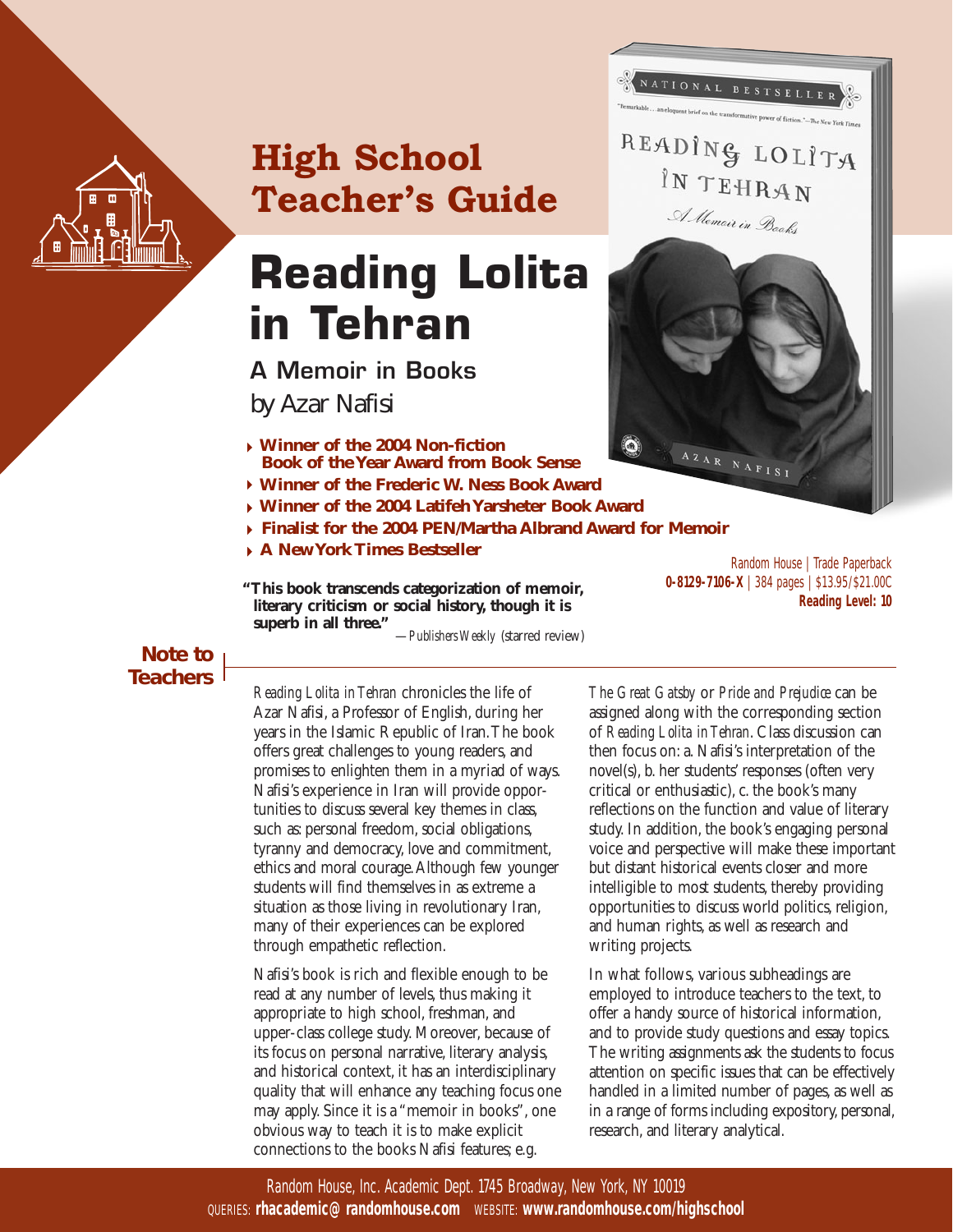# High School Teacher's Guide

# Reading Lolita in Tehran

## A Memoir in Books

by Azar Nafisi

- **Winner of the 2004 Non-fiction Book of the Year Award from Book Sense**
- **Winner of the Frederic W. Ness Book Award**
- **Winner of the 2004 Latifeh Yarsheter Book Award**
- **Finalist for the 2004 PEN/Martha Albrand Award for Memoir**
- **A New York Times Bestseller**

**"This book transcends categorization of memoir, literary criticism or social history, though it is superb in all three."**
—*Publishers Weekly* (starred review)

Random House | Trade Paperback
**0-8129-7106-X** | 384 pages | $13.95/$21.00C
**Reading Level: 10**

## Note to Teachers

*Reading Lolita in Tehran* chronicles the life of Azar Nafisi, a Professor of English, during her years in the Islamic Republic of Iran. The book offers great challenges to young readers, and promises to enlighten them in a myriad of ways. Nafisi's experience in Iran will provide opportunities to discuss several key themes in class, such as: personal freedom, social obligations, tyranny and democracy, love and commitment, ethics and moral courage. Although few younger students will find themselves in as extreme a situation as those living in revolutionary Iran, many of their experiences can be explored through empathetic reflection.

Nafisi's book is rich and flexible enough to be read at any number of levels, thus making it appropriate to high school, freshman, and upper-class college study. Moreover, because of its focus on personal narrative, literary analysis, and historical context, it has an interdisciplinary quality that will enhance any teaching focus one may apply. Since it is a "memoir in books", one obvious way to teach it is to make explicit connections to the books Nafisi features; e.g. *The Great Gatsby* or *Pride and Prejudice* can be assigned along with the corresponding section of *Reading Lolita in Tehran*. Class discussion can then focus on: a. Nafisi's interpretation of the novel(s), b. her students' responses (often very critical or enthusiastic), c. the book's many reflections on the function and value of literary study. In addition, the book's engaging personal voice and perspective will make these important but distant historical events closer and more intelligible to most students, thereby providing opportunities to discuss world politics, religion, and human rights, as well as research and writing projects.

In what follows, various subheadings are employed to introduce teachers to the text, to offer a handy source of historical information, and to provide study questions and essay topics. The writing assignments ask the students to focus attention on specific issues that can be effectively handled in a limited number of pages, as well as in a range of forms including expository, personal, research, and literary analytical.

Random House, Inc. Academic Dept. 1745 Broadway, New York, NY 10019
QUERIES: **rhacademic@randomhouse.com** WEBSITE: **www.randomhouse.com/highschool**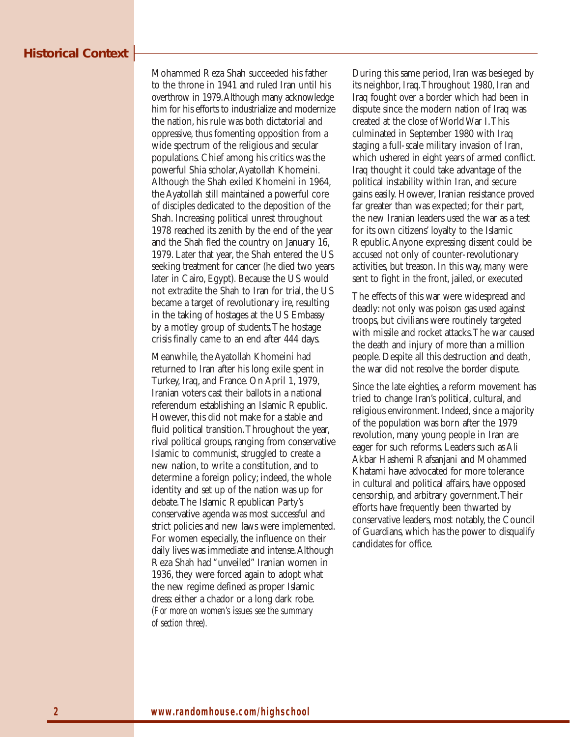## Historical Context

Mohammed Reza Shah succeeded his father to the throne in 1941 and ruled Iran until his overthrow in 1979. Although many acknowledge him for his efforts to industrialize and modernize the nation, his rule was both dictatorial and oppressive, thus fomenting opposition from a wide spectrum of the religious and secular populations. Chief among his critics was the powerful Shia scholar, Ayatollah Khomeini. Although the Shah exiled Khomeini in 1964, the Ayatollah still maintained a powerful core of disciples dedicated to the deposition of the Shah. Increasing political unrest throughout 1978 reached its zenith by the end of the year and the Shah fled the country on January 16, 1979. Later that year, the Shah entered the US seeking treatment for cancer (he died two years later in Cairo, Egypt). Because the US would not extradite the Shah to Iran for trial, the US became a target of revolutionary ire, resulting in the taking of hostages at the US Embassy by a motley group of students. The hostage crisis finally came to an end after 444 days.

Meanwhile, the Ayatollah Khomeini had returned to Iran after his long exile spent in Turkey, Iraq, and France. On April 1, 1979, Iranian voters cast their ballots in a national referendum establishing an Islamic Republic. However, this did not make for a stable and fluid political transition. Throughout the year, rival political groups, ranging from conservative Islamic to communist, struggled to create a new nation, to write a constitution, and to determine a foreign policy; indeed, the whole identity and set up of the nation was up for debate. The Islamic Republican Party's conservative agenda was most successful and strict policies and new laws were implemented. For women especially, the influence on their daily lives was immediate and intense. Although Reza Shah had "unveiled" Iranian women in 1936, they were forced again to adopt what the new regime defined as proper Islamic dress: either a chador or a long dark robe. *(For more on women's issues see the summary of section three).*

During this same period, Iran was besieged by its neighbor, Iraq. Throughout 1980, Iran and Iraq fought over a border which had been in dispute since the modern nation of Iraq was created at the close of World War I. This culminated in September 1980 with Iraq staging a full-scale military invasion of Iran, which ushered in eight years of armed conflict. Iraq thought it could take advantage of the political instability within Iran, and secure gains easily. However, Iranian resistance proved far greater than was expected; for their part, the new Iranian leaders used the war as a test for its own citizens' loyalty to the Islamic Republic. Anyone expressing dissent could be accused not only of counter-revolutionary activities, but treason. In this way, many were sent to fight in the front, jailed, or executed

The effects of this war were widespread and deadly: not only was poison gas used against troops, but civilians were routinely targeted with missile and rocket attacks. The war caused the death and injury of more than a million people. Despite all this destruction and death, the war did not resolve the border dispute.

Since the late eighties, a reform movement has tried to change Iran's political, cultural, and religious environment. Indeed, since a majority of the population was born after the 1979 revolution, many young people in Iran are eager for such reforms. Leaders such as Ali Akbar Hashemi Rafsanjani and Mohammed Khatami have advocated for more tolerance in cultural and political affairs, have opposed censorship, and arbitrary government. Their efforts have frequently been thwarted by conservative leaders, most notably, the Council of Guardians, which has the power to disqualify candidates for office.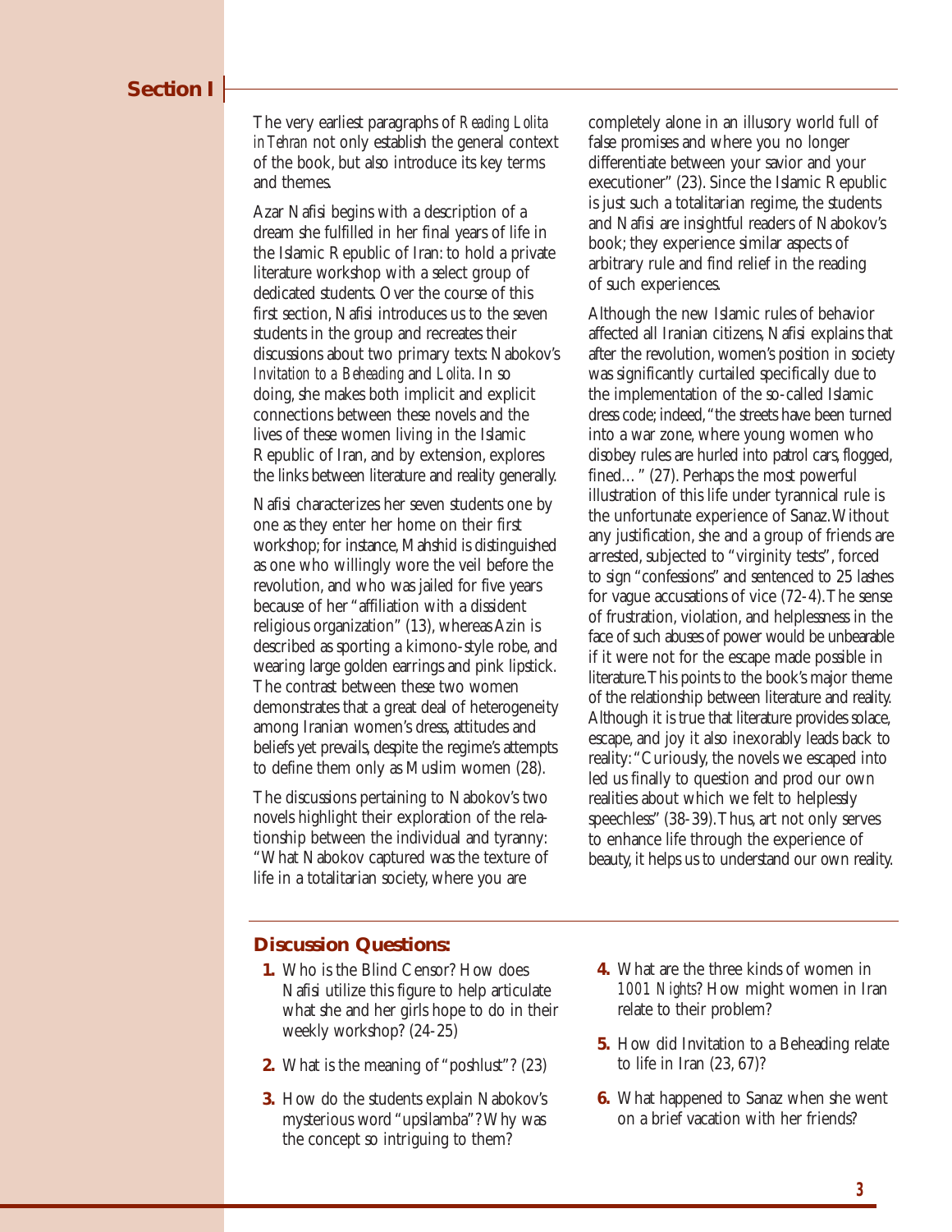## Section I

The very earliest paragraphs of *Reading Lolita in Tehran* not only establish the general context of the book, but also introduce its key terms and themes.

Azar Nafisi begins with a description of a dream she fulfilled in her final years of life in the Islamic Republic of Iran: to hold a private literature workshop with a select group of dedicated students. Over the course of this first section, Nafisi introduces us to the seven students in the group and recreates their discussions about two primary texts: Nabokov's *Invitation to a Beheading* and *Lolita*. In so doing, she makes both implicit and explicit connections between these novels and the lives of these women living in the Islamic Republic of Iran, and by extension, explores the links between literature and reality generally.

Nafisi characterizes her seven students one by one as they enter her home on their first workshop; for instance, Mahshid is distinguished as one who willingly wore the veil before the revolution, and who was jailed for five years because of her "affiliation with a dissident religious organization" (13), whereas Azin is described as sporting a kimono-style robe, and wearing large golden earrings and pink lipstick. The contrast between these two women demonstrates that a great deal of heterogeneity among Iranian women's dress, attitudes and beliefs yet prevails, despite the regime's attempts to define them only as Muslim women (28).

The discussions pertaining to Nabokov's two novels highlight their exploration of the relationship between the individual and tyranny: "What Nabokov captured was the texture of life in a totalitarian society, where you are completely alone in an illusory world full of false promises and where you no longer differentiate between your savior and your executioner" (23). Since the Islamic Republic is just such a totalitarian regime, the students and Nafisi are insightful readers of Nabokov's book; they experience similar aspects of arbitrary rule and find relief in the reading of such experiences.

Although the new Islamic rules of behavior affected all Iranian citizens, Nafisi explains that after the revolution, women's position in society was significantly curtailed specifically due to the implementation of the so-called Islamic dress code; indeed, "the streets have been turned into a war zone, where young women who disobey rules are hurled into patrol cars, flogged, fined…" (27). Perhaps the most powerful illustration of this life under tyrannical rule is the unfortunate experience of Sanaz. Without any justification, she and a group of friends are arrested, subjected to "virginity tests", forced to sign "confessions" and sentenced to 25 lashes for vague accusations of vice (72-4). The sense of frustration, violation, and helplessness in the face of such abuses of power would be unbearable if it were not for the escape made possible in literature. This points to the book's major theme of the relationship between literature and reality. Although it is true that literature provides solace, escape, and joy it also inexorably leads back to reality: "Curiously, the novels we escaped into led us finally to question and prod our own realities about which we felt to helplessly speechless" (38-39). Thus, art not only serves to enhance life through the experience of beauty, it helps us to understand our own reality.

### Discussion Questions:

1. Who is the Blind Censor? How does Nafisi utilize this figure to help articulate what she and her girls hope to do in their weekly workshop? (24-25)
2. What is the meaning of "poshlust"? (23)
3. How do the students explain Nabokov's mysterious word "upsilamba"? Why was the concept so intriguing to them?
4. What are the three kinds of women in *1001 Nights*? How might women in Iran relate to their problem?
5. How did Invitation to a Beheading relate to life in Iran (23, 67)?
6. What happened to Sanaz when she went on a brief vacation with her friends?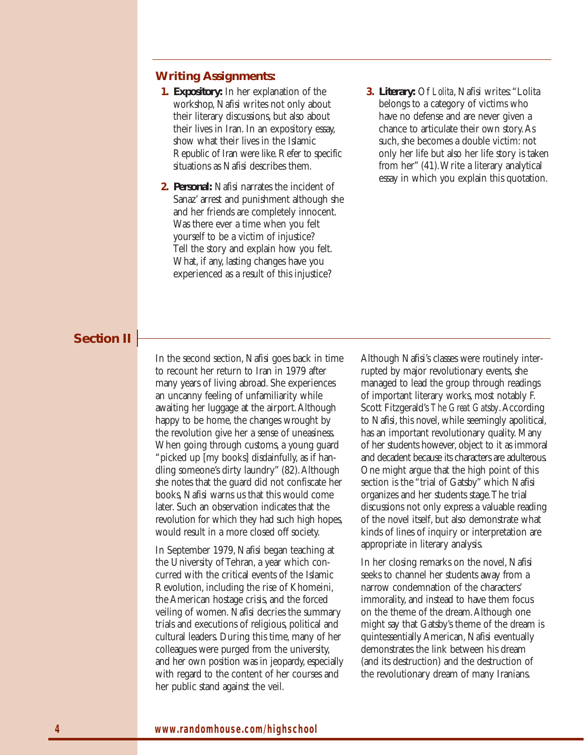### Writing Assignments:

1. **Expository:** In her explanation of the workshop, Nafisi writes not only about their literary discussions, but also about their lives in Iran. In an expository essay, show what their lives in the Islamic Republic of Iran were like. Refer to specific situations as Nafisi describes them.

2. **Personal:** Nafisi narrates the incident of Sanaz' arrest and punishment although she and her friends are completely innocent. Was there ever a time when you felt yourself to be a victim of injustice? Tell the story and explain how you felt. What, if any, lasting changes have you experienced as a result of this injustice?

3. **Literary:** Of *Lolita*, Nafisi writes: "Lolita belongs to a category of victims who have no defense and are never given a chance to articulate their own story. As such, she becomes a double victim: not only her life but also her life story is taken from her" (41). Write a literary analytical essay in which you explain this quotation.

## Section II

In the second section, Nafisi goes back in time to recount her return to Iran in 1979 after many years of living abroad. She experiences an uncanny feeling of unfamiliarity while awaiting her luggage at the airport. Although happy to be home, the changes wrought by the revolution give her a sense of uneasiness. When going through customs, a young guard "picked up [my books] disdainfully, as if handling someone's dirty laundry" (82). Although she notes that the guard did not confiscate her books, Nafisi warns us that this would come later. Such an observation indicates that the revolution for which they had such high hopes, would result in a more closed off society.

In September 1979, Nafisi began teaching at the University of Tehran, a year which concurred with the critical events of the Islamic Revolution, including the rise of Khomeini, the American hostage crisis, and the forced veiling of women. Nafisi decries the summary trials and executions of religious, political and cultural leaders. During this time, many of her colleagues were purged from the university, and her own position was in jeopardy, especially with regard to the content of her courses and her public stand against the veil.

Although Nafisi's classes were routinely interrupted by major revolutionary events, she managed to lead the group through readings of important literary works, most notably F. Scott Fitzgerald's *The Great Gatsby*. According to Nafisi, this novel, while seemingly apolitical, has an important revolutionary quality. Many of her students however, object to it as immoral and decadent because its characters are adulterous. One might argue that the high point of this section is the "trial of Gatsby" which Nafisi organizes and her students stage. The trial discussions not only express a valuable reading of the novel itself, but also demonstrate what kinds of lines of inquiry or interpretation are appropriate in literary analysis.

In her closing remarks on the novel, Nafisi seeks to channel her students away from a narrow condemnation of the characters' immorality, and instead to have them focus on the theme of the dream. Although one might say that Gatsby's theme of the dream is quintessentially American, Nafisi eventually demonstrates the link between his dream (and its destruction) and the destruction of the revolutionary dream of many Iranians.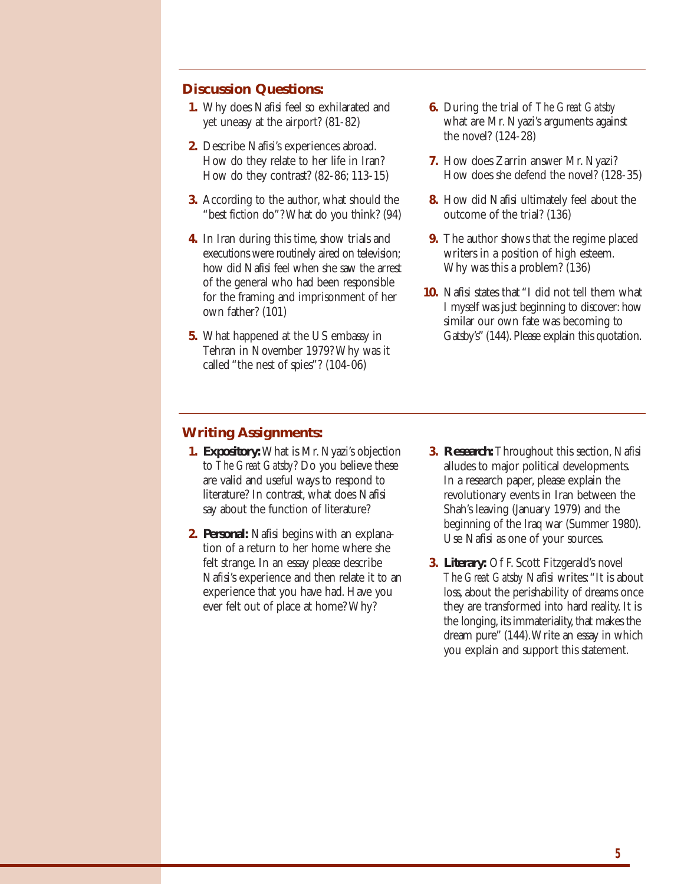## Discussion Questions:

1. Why does Nafisi feel so exhilarated and yet uneasy at the airport? (81-82)
2. Describe Nafisi's experiences abroad. How do they relate to her life in Iran? How do they contrast? (82-86; 113-15)
3. According to the author, what should the "best fiction do"? What do you think? (94)
4. In Iran during this time, show trials and executions were routinely aired on television; how did Nafisi feel when she saw the arrest of the general who had been responsible for the framing and imprisonment of her own father? (101)
5. What happened at the US embassy in Tehran in November 1979? Why was it called "the nest of spies"? (104-06)
6. During the trial of *The Great Gatsby* what are Mr. Nyazi's arguments against the novel? (124-28)
7. How does Zarrin answer Mr. Nyazi? How does she defend the novel? (128-35)
8. How did Nafisi ultimately feel about the outcome of the trial? (136)
9. The author shows that the regime placed writers in a position of high esteem. Why was this a problem? (136)
10. Nafisi states that "I did not tell them what I myself was just beginning to discover: how similar our own fate was becoming to Gatsby's" (144). Please explain this quotation.

## Writing Assignments:

1. **Expository:** What is Mr. Nyazi's objection to *The Great Gatsby*? Do you believe these are valid and useful ways to respond to literature? In contrast, what does Nafisi say about the function of literature?
2. **Personal:** Nafisi begins with an explanation of a return to her home where she felt strange. In an essay please describe Nafisi's experience and then relate it to an experience that you have had. Have you ever felt out of place at home? Why?
3. **Research:** Throughout this section, Nafisi alludes to major political developments. In a research paper, please explain the revolutionary events in Iran between the Shah's leaving (January 1979) and the beginning of the Iraq war (Summer 1980). Use Nafisi as one of your sources.
3. **Literary:** Of F. Scott Fitzgerald's novel *The Great Gatsby* Nafisi writes: "It is about loss, about the perishability of dreams once they are transformed into hard reality. It is the longing, its immateriality, that makes the dream pure" (144). Write an essay in which you explain and support this statement.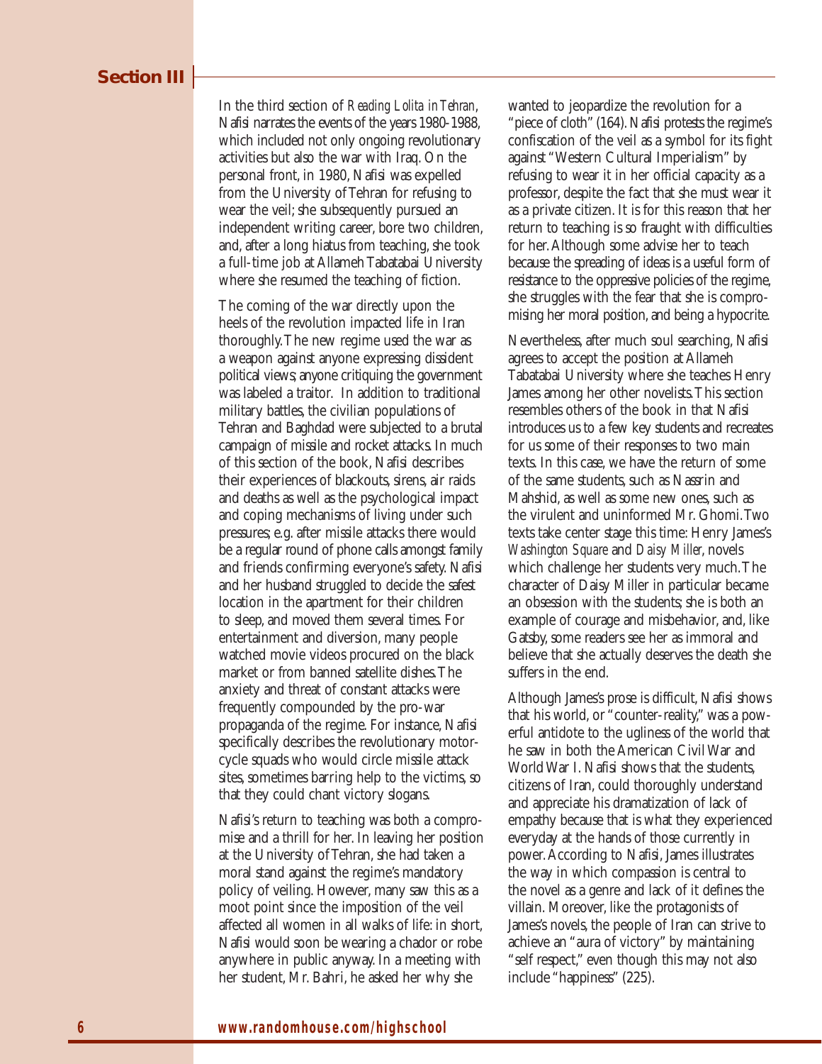## Section III

In the third section of *Reading Lolita in Tehran*, Nafisi narrates the events of the years 1980-1988, which included not only ongoing revolutionary activities but also the war with Iraq. On the personal front, in 1980, Nafisi was expelled from the University of Tehran for refusing to wear the veil; she subsequently pursued an independent writing career, bore two children, and, after a long hiatus from teaching, she took a full-time job at Allameh Tabatabai University where she resumed the teaching of fiction.

The coming of the war directly upon the heels of the revolution impacted life in Iran thoroughly. The new regime used the war as a weapon against anyone expressing dissident political views; anyone critiquing the government was labeled a traitor. In addition to traditional military battles, the civilian populations of Tehran and Baghdad were subjected to a brutal campaign of missile and rocket attacks. In much of this section of the book, Nafisi describes their experiences of blackouts, sirens, air raids and deaths as well as the psychological impact and coping mechanisms of living under such pressures; e.g. after missile attacks there would be a regular round of phone calls amongst family and friends confirming everyone's safety. Nafisi and her husband struggled to decide the safest location in the apartment for their children to sleep, and moved them several times. For entertainment and diversion, many people watched movie videos procured on the black market or from banned satellite dishes. The anxiety and threat of constant attacks were frequently compounded by the pro-war propaganda of the regime. For instance, Nafisi specifically describes the revolutionary motorcycle squads who would circle missile attack sites, sometimes barring help to the victims, so that they could chant victory slogans.

Nafisi's return to teaching was both a compromise and a thrill for her. In leaving her position at the University of Tehran, she had taken a moral stand against the regime's mandatory policy of veiling. However, many saw this as a moot point since the imposition of the veil affected all women in all walks of life: in short, Nafisi would soon be wearing a chador or robe anywhere in public anyway. In a meeting with her student, Mr. Bahri, he asked her why she wanted to jeopardize the revolution for a "piece of cloth" (164). Nafisi protests the regime's confiscation of the veil as a symbol for its fight against "Western Cultural Imperialism" by refusing to wear it in her official capacity as a professor, despite the fact that she must wear it as a private citizen. It is for this reason that her return to teaching is so fraught with difficulties for her. Although some advise her to teach because the spreading of ideas is a useful form of resistance to the oppressive policies of the regime, she struggles with the fear that she is compromising her moral position, and being a hypocrite.

Nevertheless, after much soul searching, Nafisi agrees to accept the position at Allameh Tabatabai University where she teaches Henry James among her other novelists. This section resembles others of the book in that Nafisi introduces us to a few key students and recreates for us some of their responses to two main texts. In this case, we have the return of some of the same students, such as Nassrin and Mahshid, as well as some new ones, such as the virulent and uninformed Mr. Ghomi. Two texts take center stage this time: Henry James's *Washington Square* and *Daisy Miller*, novels which challenge her students very much. The character of Daisy Miller in particular became an obsession with the students; she is both an example of courage and misbehavior, and, like Gatsby, some readers see her as immoral and believe that she actually deserves the death she suffers in the end.

Although James's prose is difficult, Nafisi shows that his world, or "counter-reality," was a powerful antidote to the ugliness of the world that he saw in both the American Civil War and World War I. Nafisi shows that the students, citizens of Iran, could thoroughly understand and appreciate his dramatization of lack of empathy because that is what they experienced everyday at the hands of those currently in power. According to Nafisi, James illustrates the way in which compassion is central to the novel as a genre and lack of it defines the villain. Moreover, like the protagonists of James's novels, the people of Iran can strive to achieve an "aura of victory" by maintaining "self respect," even though this may not also include "happiness" (225).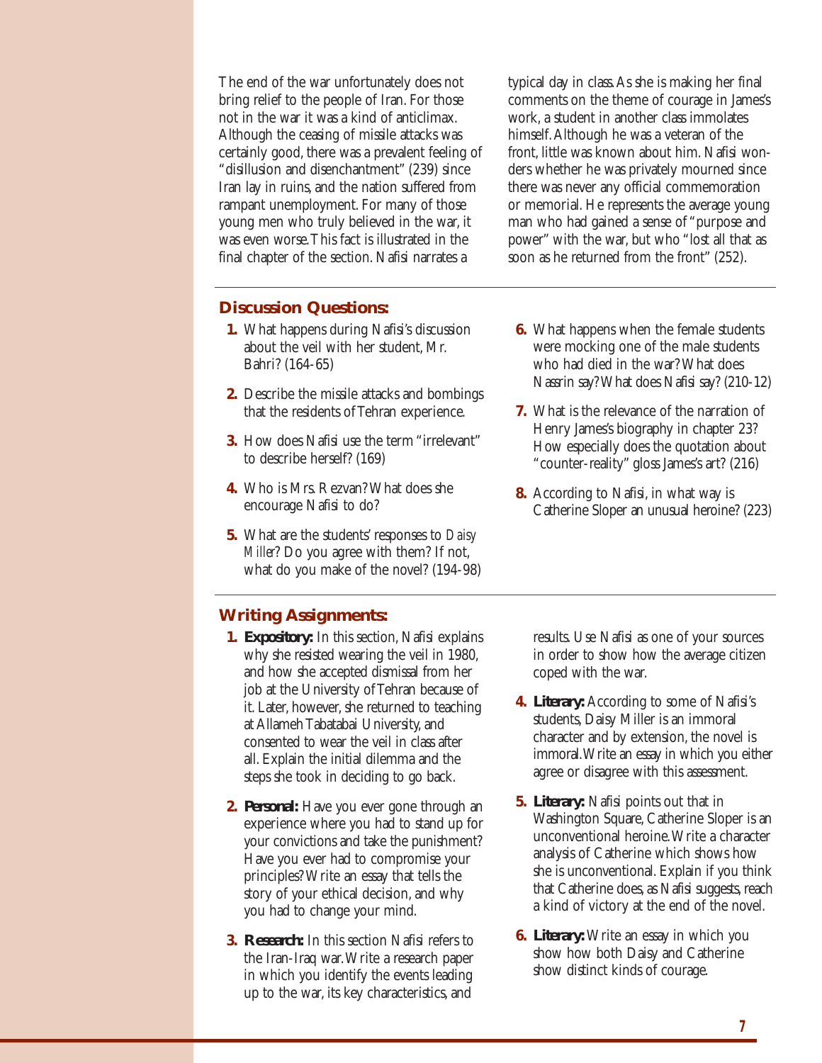The end of the war unfortunately does not bring relief to the people of Iran. For those not in the war it was a kind of anticlimax. Although the ceasing of missile attacks was certainly good, there was a prevalent feeling of "disillusion and disenchantment" (239) since Iran lay in ruins, and the nation suffered from rampant unemployment. For many of those young men who truly believed in the war, it was even worse. This fact is illustrated in the final chapter of the section. Nafisi narrates a typical day in class. As she is making her final comments on the theme of courage in James's work, a student in another class immolates himself. Although he was a veteran of the front, little was known about him. Nafisi wonders whether he was privately mourned since there was never any official commemoration or memorial. He represents the average young man who had gained a sense of "purpose and power" with the war, but who "lost all that as soon as he returned from the front" (252).

## Discussion Questions:

1. What happens during Nafisi's discussion about the veil with her student, Mr. Bahri? (164-65)
2. Describe the missile attacks and bombings that the residents of Tehran experience.
3. How does Nafisi use the term "irrelevant" to describe herself? (169)
4. Who is Mrs. Rezvan? What does she encourage Nafisi to do?
5. What are the students' responses to *Daisy Miller*? Do you agree with them? If not, what do you make of the novel? (194-98)
6. What happens when the female students were mocking one of the male students who had died in the war? What does Nassrin say? What does Nafisi say? (210-12)
7. What is the relevance of the narration of Henry James's biography in chapter 23? How especially does the quotation about "counter-reality" gloss James's art? (216)
8. According to Nafisi, in what way is Catherine Sloper an unusual heroine? (223)

## Writing Assignments:

1. **Expository:** In this section, Nafisi explains why she resisted wearing the veil in 1980, and how she accepted dismissal from her job at the University of Tehran because of it. Later, however, she returned to teaching at Allameh Tabatabai University, and consented to wear the veil in class after all. Explain the initial dilemma and the steps she took in deciding to go back.
2. **Personal:** Have you ever gone through an experience where you had to stand up for your convictions and take the punishment? Have you ever had to compromise your principles? Write an essay that tells the story of your ethical decision, and why you had to change your mind.
3. **Research:** In this section Nafisi refers to the Iran-Iraq war. Write a research paper in which you identify the events leading up to the war, its key characteristics, and results. Use Nafisi as one of your sources in order to show how the average citizen coped with the war.
4. **Literary:** According to some of Nafisi's students, Daisy Miller is an immoral character and by extension, the novel is immoral. Write an essay in which you either agree or disagree with this assessment.
5. **Literary:** Nafisi points out that in Washington Square, Catherine Sloper is an unconventional heroine. Write a character analysis of Catherine which shows how she is unconventional. Explain if you think that Catherine does, as Nafisi suggests, reach a kind of victory at the end of the novel.
6. **Literary:** Write an essay in which you show how both Daisy and Catherine show distinct kinds of courage.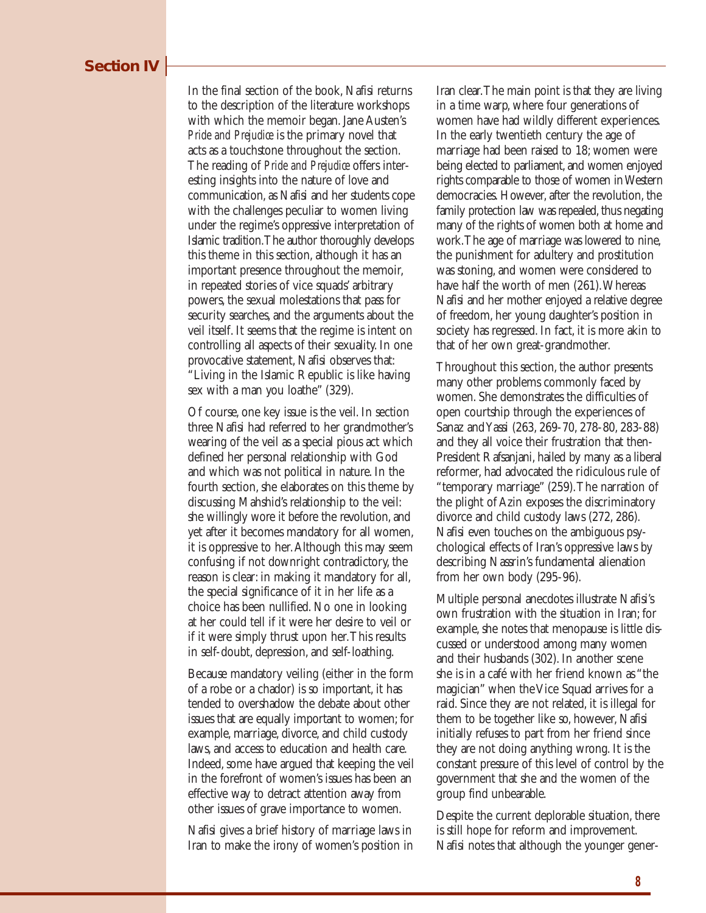## Section IV

In the final section of the book, Nafisi returns to the description of the literature workshops with which the memoir began. Jane Austen's *Pride and Prejudice* is the primary novel that acts as a touchstone throughout the section. The reading of *Pride and Prejudice* offers interesting insights into the nature of love and communication, as Nafisi and her students cope with the challenges peculiar to women living under the regime's oppressive interpretation of Islamic tradition. The author thoroughly develops this theme in this section, although it has an important presence throughout the memoir, in repeated stories of vice squads' arbitrary powers, the sexual molestations that pass for security searches, and the arguments about the veil itself. It seems that the regime is intent on controlling all aspects of their sexuality. In one provocative statement, Nafisi observes that: "Living in the Islamic Republic is like having sex with a man you loathe" (329).

Of course, one key issue is the veil. In section three Nafisi had referred to her grandmother's wearing of the veil as a special pious act which defined her personal relationship with God and which was not political in nature. In the fourth section, she elaborates on this theme by discussing Mahshid's relationship to the veil: she willingly wore it before the revolution, and yet after it becomes mandatory for all women, it is oppressive to her. Although this may seem confusing if not downright contradictory, the reason is clear: in making it mandatory for all, the special significance of it in her life as a choice has been nullified. No one in looking at her could tell if it were her desire to veil or if it were simply thrust upon her. This results in self-doubt, depression, and self-loathing.

Because mandatory veiling (either in the form of a robe or a chador) is so important, it has tended to overshadow the debate about other issues that are equally important to women; for example, marriage, divorce, and child custody laws, and access to education and health care. Indeed, some have argued that keeping the veil in the forefront of women's issues has been an effective way to detract attention away from other issues of grave importance to women.

Nafisi gives a brief history of marriage laws in Iran to make the irony of women's position in Iran clear. The main point is that they are living in a time warp, where four generations of women have had wildly different experiences. In the early twentieth century the age of marriage had been raised to 18; women were being elected to parliament, and women enjoyed rights comparable to those of women in Western democracies. However, after the revolution, the family protection law was repealed, thus negating many of the rights of women both at home and work. The age of marriage was lowered to nine, the punishment for adultery and prostitution was stoning, and women were considered to have half the worth of men (261). Whereas Nafisi and her mother enjoyed a relative degree of freedom, her young daughter's position in society has regressed. In fact, it is more akin to that of her own great-grandmother.

Throughout this section, the author presents many other problems commonly faced by women. She demonstrates the difficulties of open courtship through the experiences of Sanaz and Yassi (263, 269-70, 278-80, 283-88) and they all voice their frustration that then-President Rafsanjani, hailed by many as a liberal reformer, had advocated the ridiculous rule of "temporary marriage" (259). The narration of the plight of Azin exposes the discriminatory divorce and child custody laws (272, 286). Nafisi even touches on the ambiguous psychological effects of Iran's oppressive laws by describing Nassrin's fundamental alienation from her own body (295-96).

Multiple personal anecdotes illustrate Nafisi's own frustration with the situation in Iran; for example, she notes that menopause is little discussed or understood among many women and their husbands (302). In another scene she is in a café with her friend known as "the magician" when the Vice Squad arrives for a raid. Since they are not related, it is illegal for them to be together like so, however, Nafisi initially refuses to part from her friend since they are not doing anything wrong. It is the constant pressure of this level of control by the government that she and the women of the group find unbearable.

Despite the current deplorable situation, there is still hope for reform and improvement. Nafisi notes that although the younger gener-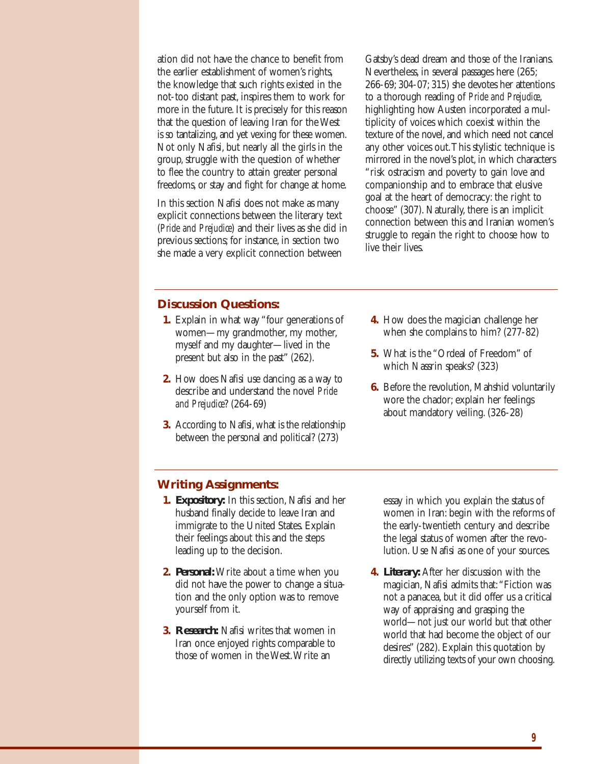ation did not have the chance to benefit from the earlier establishment of women's rights, the knowledge that such rights existed in the not-too distant past, inspires them to work for more in the future. It is precisely for this reason that the question of leaving Iran for the West is so tantalizing, and yet vexing for these women. Not only Nafisi, but nearly all the girls in the group, struggle with the question of whether to flee the country to attain greater personal freedoms, or stay and fight for change at home.

In this section Nafisi does not make as many explicit connections between the literary text (*Pride and Prejudice*) and their lives as she did in previous sections; for instance, in section two she made a very explicit connection between Gatsby's dead dream and those of the Iranians. Nevertheless, in several passages here (265; 266-69; 304-07; 315) she devotes her attentions to a thorough reading of *Pride and Prejudice*, highlighting how Austen incorporated a multiplicity of voices which coexist within the texture of the novel, and which need not cancel any other voices out. This stylistic technique is mirrored in the novel's plot, in which characters "risk ostracism and poverty to gain love and companionship and to embrace that elusive goal at the heart of democracy: the right to choose" (307). Naturally, there is an implicit connection between this and Iranian women's struggle to regain the right to choose how to live their lives.

## Discussion Questions:

1. Explain in what way "four generations of women—my grandmother, my mother, myself and my daughter—lived in the present but also in the past" (262).
2. How does Nafisi use dancing as a way to describe and understand the novel *Pride and Prejudice*? (264-69)
3. According to Nafisi, what is the relationship between the personal and political? (273)
4. How does the magician challenge her when she complains to him? (277-82)
5. What is the "Ordeal of Freedom" of which Nassrin speaks? (323)
6. Before the revolution, Mahshid voluntarily wore the chador; explain her feelings about mandatory veiling. (326-28)

## Writing Assignments:

1. **Expository:** In this section, Nafisi and her husband finally decide to leave Iran and immigrate to the United States. Explain their feelings about this and the steps leading up to the decision.
2. **Personal:** Write about a time when you did not have the power to change a situation and the only option was to remove yourself from it.
3. **Research:** Nafisi writes that women in Iran once enjoyed rights comparable to those of women in the West. Write an essay in which you explain the status of women in Iran: begin with the reforms of the early-twentieth century and describe the legal status of women after the revolution. Use Nafisi as one of your sources.
4. **Literary:** After her discussion with the magician, Nafisi admits that: "Fiction was not a panacea, but it did offer us a critical way of appraising and grasping the world—not just our world but that other world that had become the object of our desires" (282). Explain this quotation by directly utilizing texts of your own choosing.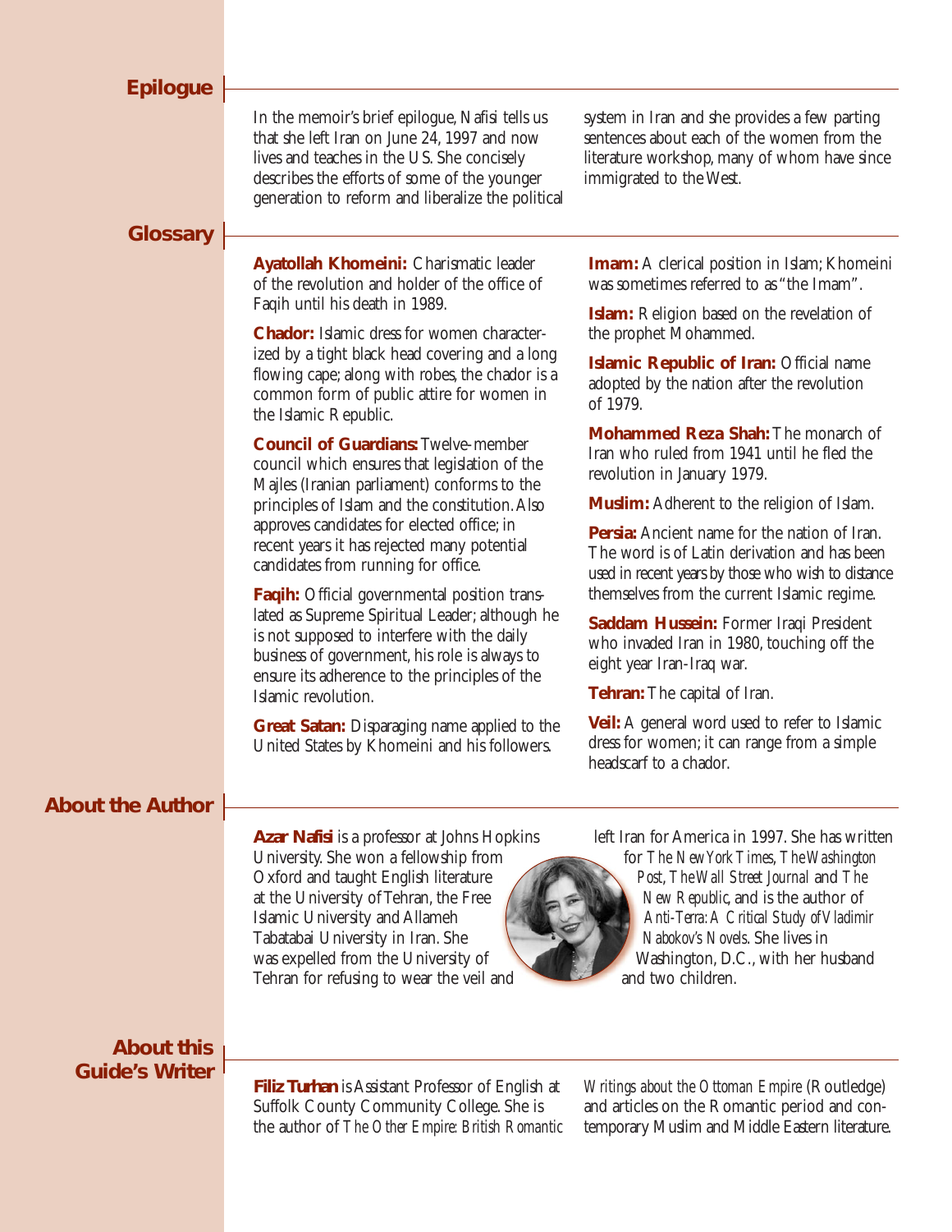## Epilogue

In the memoir's brief epilogue, Nafisi tells us that she left Iran on June 24, 1997 and now lives and teaches in the U.S. She concisely describes the efforts of some of the younger generation to reform and liberalize the political system in Iran and she provides a few parting sentences about each of the women from the literature workshop, many of whom have since immigrated to the West.

## Glossary

**Ayatollah Khomeini:** Charismatic leader of the revolution and holder of the office of Faqih until his death in 1989.

**Chador:** Islamic dress for women characterized by a tight black head covering and a long flowing cape; along with robes, the chador is a common form of public attire for women in the Islamic Republic.

**Council of Guardians:** Twelve-member council which ensures that legislation of the Majles (Iranian parliament) conforms to the principles of Islam and the constitution. Also approves candidates for elected office; in recent years it has rejected many potential candidates from running for office.

**Faqih:** Official governmental position translated as Supreme Spiritual Leader; although he is not supposed to interfere with the daily business of government, his role is always to ensure its adherence to the principles of the Islamic revolution.

**Great Satan:** Disparaging name applied to the United States by Khomeini and his followers.

**Imam:** A clerical position in Islam; Khomeini was sometimes referred to as "the Imam".

**Islam:** Religion based on the revelation of the prophet Mohammed.

**Islamic Republic of Iran:** Official name adopted by the nation after the revolution of 1979.

**Mohammed Reza Shah:** The monarch of Iran who ruled from 1941 until he fled the revolution in January 1979.

**Muslim:** Adherent to the religion of Islam.

**Persia:** Ancient name for the nation of Iran. The word is of Latin derivation and has been used in recent years by those who wish to distance themselves from the current Islamic regime.

**Saddam Hussein:** Former Iraqi President who invaded Iran in 1980, touching off the eight year Iran-Iraq war.

**Tehran:** The capital of Iran.

**Veil:** A general word used to refer to Islamic dress for women; it can range from a simple headscarf to a chador.

## About the Author

**Azar Nafisi** is a professor at Johns Hopkins University. She won a fellowship from Oxford and taught English literature at the University of Tehran, the Free Islamic University and Allameh Tabatabai University in Iran. She was expelled from the University of Tehran for refusing to wear the veil and left Iran for America in 1997. She has written for *The New York Times*, *The Washington Post*, *The Wall Street Journal* and *The New Republic*, and is the author of *Anti-Terra: A Critical Study of Vladimir Nabokov's Novels*. She lives in Washington, D.C., with her husband and two children.

## About this Guide's Writer

**Filiz Turhan** is Assistant Professor of English at Suffolk County Community College. She is the author of *The Other Empire: British Romantic Writings about the Ottoman Empire* (Routledge) and articles on the Romantic period and contemporary Muslim and Middle Eastern literature.